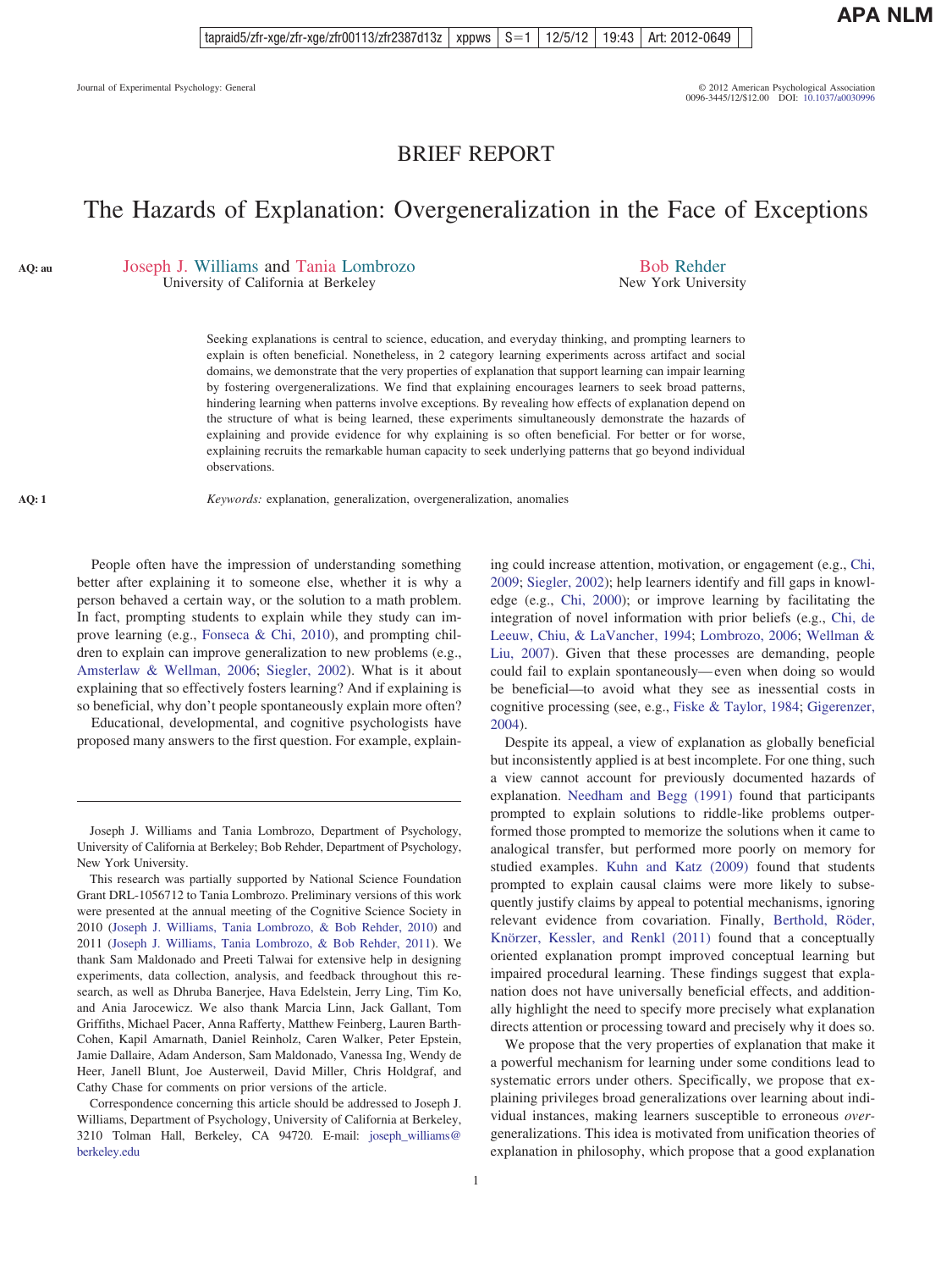BRIEF REPORT

# The Hazards of Explanation: Overgeneralization in the Face of Exceptions

Joseph J. Williams and Tania Lombrozo
University of California at Berkeley

Bob Rehder
New York University

Seeking explanations is central to science, education, and everyday thinking, and prompting learners to explain is often beneficial. Nonetheless, in 2 category learning experiments across artifact and social domains, we demonstrate that the very properties of explanation that support learning can impair learning by fostering overgeneralizations. We find that explaining encourages learners to seek broad patterns, hindering learning when patterns involve exceptions. By revealing how effects of explanation depend on the structure of what is being learned, these experiments simultaneously demonstrate the hazards of explaining and provide evidence for why explaining is so often beneficial. For better or for worse, explaining recruits the remarkable human capacity to seek underlying patterns that go beyond individual observations.

*Keywords:* explanation, generalization, overgeneralization, anomalies

People often have the impression of understanding something better after explaining it to someone else, whether it is why a person behaved a certain way, or the solution to a math problem. In fact, prompting students to explain while they study can improve learning (e.g., Fonseca & Chi, 2010), and prompting children to explain can improve generalization to new problems (e.g., Amsterlaw & Wellman, 2006; Siegler, 2002). What is it about explaining that so effectively fosters learning? And if explaining is so beneficial, why don't people spontaneously explain more often?

Educational, developmental, and cognitive psychologists have proposed many answers to the first question. For example, explaining could increase attention, motivation, or engagement (e.g., Chi, 2009; Siegler, 2002); help learners identify and fill gaps in knowledge (e.g., Chi, 2000); or improve learning by facilitating the integration of novel information with prior beliefs (e.g., Chi, de Leeuw, Chiu, & LaVancher, 1994; Lombrozo, 2006; Wellman & Liu, 2007). Given that these processes are demanding, people could fail to explain spontaneously—even when doing so would be beneficial—to avoid what they see as inessential costs in cognitive processing (see, e.g., Fiske & Taylor, 1984; Gigerenzer, 2004).

Despite its appeal, a view of explanation as globally beneficial but inconsistently applied is at best incomplete. For one thing, such a view cannot account for previously documented hazards of explanation. Needham and Begg (1991) found that participants prompted to explain solutions to riddle-like problems outperformed those prompted to memorize the solutions when it came to analogical transfer, but performed more poorly on memory for studied examples. Kuhn and Katz (2009) found that students prompted to explain causal claims were more likely to subsequently justify claims by appeal to potential mechanisms, ignoring relevant evidence from covariation. Finally, Berthold, Röder, Knörzer, Kessler, and Renkl (2011) found that a conceptually oriented explanation prompt improved conceptual learning but impaired procedural learning. These findings suggest that explanation does not have universally beneficial effects, and additionally highlight the need to specify more precisely what explanation directs attention or processing toward and precisely why it does so.

We propose that the very properties of explanation that make it a powerful mechanism for learning under some conditions lead to systematic errors under others. Specifically, we propose that explaining privileges broad generalizations over learning about individual instances, making learners susceptible to erroneous *over*-generalizations. This idea is motivated from unification theories of explanation in philosophy, which propose that a good explanation

Joseph J. Williams and Tania Lombrozo, Department of Psychology, University of California at Berkeley; Bob Rehder, Department of Psychology, New York University.

This research was partially supported by National Science Foundation Grant DRL-1056712 to Tania Lombrozo. Preliminary versions of this work were presented at the annual meeting of the Cognitive Science Society in 2010 (Joseph J. Williams, Tania Lombrozo, & Bob Rehder, 2010) and 2011 (Joseph J. Williams, Tania Lombrozo, & Bob Rehder, 2011). We thank Sam Maldonado and Preeti Talwai for extensive help in designing experiments, data collection, analysis, and feedback throughout this research, as well as Dhruba Banerjee, Hava Edelstein, Jerry Ling, Tim Ko, and Ania Jarocewicz. We also thank Marcia Linn, Jack Gallant, Tom Griffiths, Michael Pacer, Anna Rafferty, Matthew Feinberg, Lauren Barth-Cohen, Kapil Amarnath, Daniel Reinholz, Caren Walker, Peter Epstein, Jamie Dallaire, Adam Anderson, Sam Maldonado, Vanessa Ing, Wendy de Heer, Janell Blunt, Joe Austerweil, David Miller, Chris Holdgraf, and Cathy Chase for comments on prior versions of the article.

Correspondence concerning this article should be addressed to Joseph J. Williams, Department of Psychology, University of California at Berkeley, 3210 Tolman Hall, Berkeley, CA 94720. E-mail: joseph_williams@berkeley.edu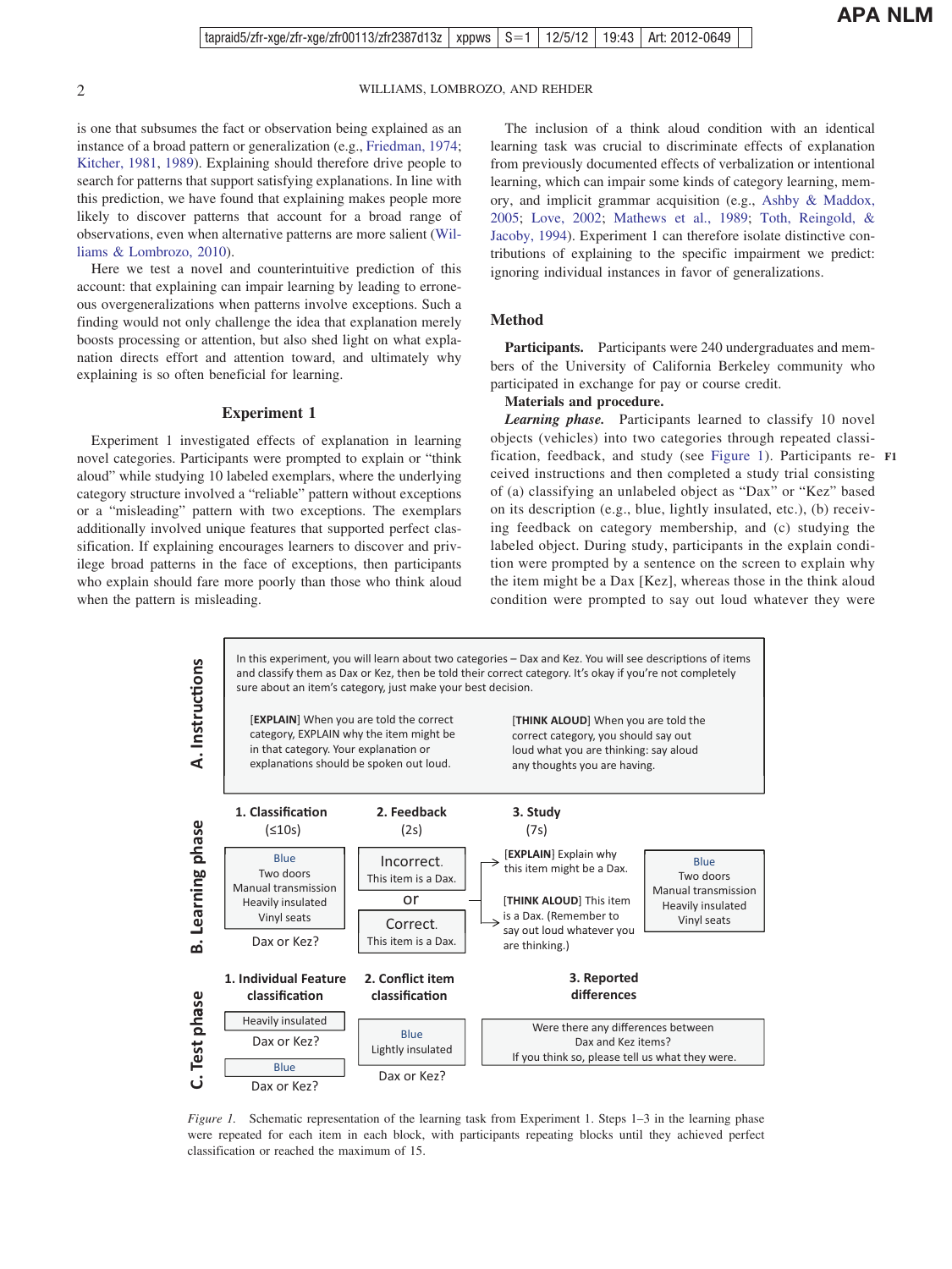is one that subsumes the fact or observation being explained as an instance of a broad pattern or generalization (e.g., Friedman, 1974; Kitcher, 1981, 1989). Explaining should therefore drive people to search for patterns that support satisfying explanations. In line with this prediction, we have found that explaining makes people more likely to discover patterns that account for a broad range of observations, even when alternative patterns are more salient (Williams & Lombrozo, 2010).

Here we test a novel and counterintuitive prediction of this account: that explaining can impair learning by leading to erroneous overgeneralizations when patterns involve exceptions. Such a finding would not only challenge the idea that explanation merely boosts processing or attention, but also shed light on what explanation directs effort and attention toward, and ultimately why explaining is so often beneficial for learning.

## Experiment 1

Experiment 1 investigated effects of explanation in learning novel categories. Participants were prompted to explain or "think aloud" while studying 10 labeled exemplars, where the underlying category structure involved a "reliable" pattern without exceptions or a "misleading" pattern with two exceptions. The exemplars additionally involved unique features that supported perfect classification. If explaining encourages learners to discover and privilege broad patterns in the face of exceptions, then participants who explain should fare more poorly than those who think aloud when the pattern is misleading.

The inclusion of a think aloud condition with an identical learning task was crucial to discriminate effects of explanation from previously documented effects of verbalization or intentional learning, which can impair some kinds of category learning, memory, and implicit grammar acquisition (e.g., Ashby & Maddox, 2005; Love, 2002; Mathews et al., 1989; Toth, Reingold, & Jacoby, 1994). Experiment 1 can therefore isolate distinctive contributions of explaining to the specific impairment we predict: ignoring individual instances in favor of generalizations.

### Method

**Participants.** Participants were 240 undergraduates and members of the University of California Berkeley community who participated in exchange for pay or course credit.

**Materials and procedure.**

***Learning phase.*** Participants learned to classify 10 novel objects (vehicles) into two categories through repeated classification, feedback, and study (see Figure 1). Participants received instructions and then completed a study trial consisting of (a) classifying an unlabeled object as "Dax" or "Kez" based on its description (e.g., blue, lightly insulated, etc.), (b) receiving feedback on category membership, and (c) studying the labeled object. During study, participants in the explain condition were prompted by a sentence on the screen to explain why the item might be a Dax [Kez], whereas those in the think aloud condition were prompted to say out loud whatever they were

**A. Instructions**

In this experiment, you will learn about two categories – Dax and Kez. You will see descriptions of items and classify them as Dax or Kez, then be told their correct category. It's okay if you're not completely sure about an item's category, just make your best decision.

[EXPLAIN] When you are told the correct category, EXPLAIN why the item might be in that category. Your explanation or explanations should be spoken out loud.

[THINK ALOUD] When you are told the correct category, you should say out loud what you are thinking: say aloud any thoughts you are having.

**B. Learning phase**

1. Classification (≤10s): Blue / Two doors / Manual transmission / Heavily insulated / Vinyl seats — Dax or Kez?
2. Feedback (2s): Incorrect. This item is a Dax. or Correct. This item is a Dax.
3. Study (7s): [EXPLAIN] Explain why this item might be a Dax. / [THINK ALOUD] This item is a Dax. (Remember to say out loud whatever you are thinking.) — Blue / Two doors / Manual transmission / Heavily insulated / Vinyl seats

**C. Test phase**

1. Individual Feature classification: Heavily insulated — Dax or Kez? Blue — Dax or Kez?
2. Conflict item classification: Blue / Lightly insulated — Dax or Kez?
3. Reported differences: Were there any differences between Dax and Kez items? If you think so, please tell us what they were.

*Figure 1.* Schematic representation of the learning task from Experiment 1. Steps 1–3 in the learning phase were repeated for each item in each block, with participants repeating blocks until they achieved perfect classification or reached the maximum of 15.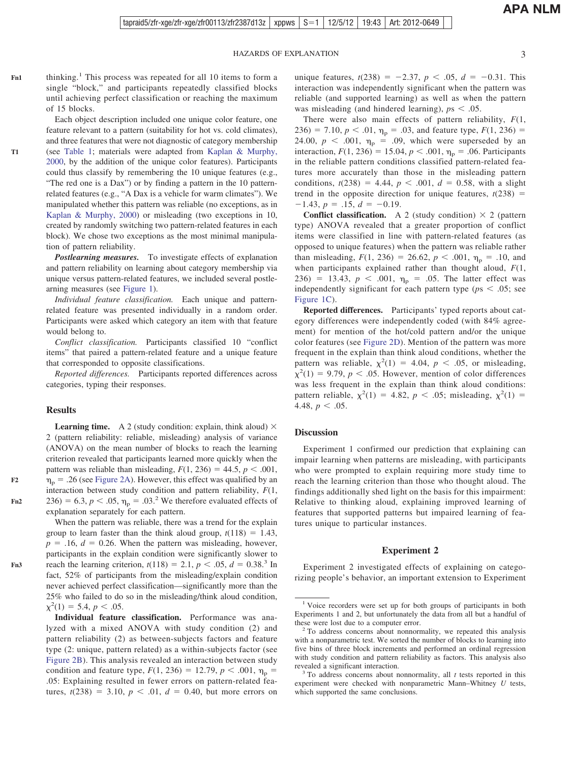thinking.[1] This process was repeated for all 10 items to form a single "block," and participants repeatedly classified blocks until achieving perfect classification or reaching the maximum of 15 blocks.

Each object description included one unique color feature, one feature relevant to a pattern (suitability for hot vs. cold climates), and three features that were not diagnostic of category membership (see Table 1; materials were adapted from Kaplan & Murphy, 2000, by the addition of the unique color features). Participants could thus classify by remembering the 10 unique features (e.g., "The red one is a Dax") or by finding a pattern in the 10 pattern-related features (e.g., "A Dax is a vehicle for warm climates"). We manipulated whether this pattern was reliable (no exceptions, as in Kaplan & Murphy, 2000) or misleading (two exceptions in 10, created by randomly switching two pattern-related features in each block). We chose two exceptions as the most minimal manipulation of pattern reliability.

***Postlearning measures.*** To investigate effects of explanation and pattern reliability on learning about category membership via unique versus pattern-related features, we included several postlearning measures (see Figure 1).

*Individual feature classification.* Each unique and pattern-related feature was presented individually in a random order. Participants were asked which category an item with that feature would belong to.

*Conflict classification.* Participants classified 10 "conflict items" that paired a pattern-related feature and a unique feature that corresponded to opposite classifications.

*Reported differences.* Participants reported differences across categories, typing their responses.

## Results

**Learning time.** A 2 (study condition: explain, think aloud) × 2 (pattern reliability: reliable, misleading) analysis of variance (ANOVA) on the mean number of blocks to reach the learning criterion revealed that participants learned more quickly when the pattern was reliable than misleading, $F(1, 236) = 44.5$, $p < .001$, $\eta_p = .26$ (see Figure 2A). However, this effect was qualified by an interaction between study condition and pattern reliability, $F(1, 236) = 6.3$, $p < .05$, $\eta_p = .03$.[2] We therefore evaluated effects of explanation separately for each pattern.

When the pattern was reliable, there was a trend for the explain group to learn faster than the think aloud group, $t(118) = 1.43$, $p = .16$, $d = 0.26$. When the pattern was misleading, however, participants in the explain condition were significantly slower to reach the learning criterion, $t(118) = 2.1$, $p < .05$, $d = 0.38$.[3] In fact, 52% of participants from the misleading/explain condition never achieved perfect classification—significantly more than the 25% who failed to do so in the misleading/think aloud condition, $\chi^2(1) = 5.4$, $p < .05$.

**Individual feature classification.** Performance was analyzed with a mixed ANOVA with study condition (2) and pattern reliability (2) as between-subjects factors and feature type (2: unique, pattern related) as a within-subjects factor (see Figure 2B). This analysis revealed an interaction between study condition and feature type, $F(1, 236) = 12.79$, $p < .001$, $\eta_p = .05$: Explaining resulted in fewer errors on pattern-related features, $t(238) = 3.10$, $p < .01$, $d = 0.40$, but more errors on unique features, $t(238) = -2.37$, $p < .05$, $d = -0.31$. This interaction was independently significant when the pattern was reliable (and supported learning) as well as when the pattern was misleading (and hindered learning), $ps < .05$.

There were also main effects of pattern reliability, $F(1, 236) = 7.10$, $p < .01$, $\eta_p = .03$, and feature type, $F(1, 236) = 24.00$, $p < .001$, $\eta_p = .09$, which were superseded by an interaction, $F(1, 236) = 15.04$, $p < .001$, $\eta_p = .06$. Participants in the reliable pattern conditions classified pattern-related features more accurately than those in the misleading pattern conditions, $t(238) = 4.44$, $p < .001$, $d = 0.58$, with a slight trend in the opposite direction for unique features, $t(238) = -1.43$, $p = .15$, $d = -0.19$.

**Conflict classification.** A 2 (study condition) × 2 (pattern type) ANOVA revealed that a greater proportion of conflict items were classified in line with pattern-related features (as opposed to unique features) when the pattern was reliable rather than misleading, $F(1, 236) = 26.62$, $p < .001$, $\eta_p = .10$, and when participants explained rather than thought aloud, $F(1, 236) = 13.43$, $p < .001$, $\eta_p = .05$. The latter effect was independently significant for each pattern type ($ps < .05$; see Figure 1C).

**Reported differences.** Participants' typed reports about category differences were independently coded (with 84% agreement) for mention of the hot/cold pattern and/or the unique color features (see Figure 2D). Mention of the pattern was more frequent in the explain than think aloud conditions, whether the pattern was reliable, $\chi^2(1) = 4.04$, $p < .05$, or misleading, $\chi^2(1) = 9.79$, $p < .05$. However, mention of color differences was less frequent in the explain than think aloud conditions: pattern reliable, $\chi^2(1) = 4.82$, $p < .05$; misleading, $\chi^2(1) = 4.48$, $p < .05$.

## Discussion

Experiment 1 confirmed our prediction that explaining can impair learning when patterns are misleading, with participants who were prompted to explain requiring more study time to reach the learning criterion than those who thought aloud. The findings additionally shed light on the basis for this impairment: Relative to thinking aloud, explaining improved learning of features that supported patterns but impaired learning of features unique to particular instances.

## Experiment 2

Experiment 2 investigated effects of explaining on categorizing people's behavior, an important extension to Experiment

---

[1] Voice recorders were set up for both groups of participants in both Experiments 1 and 2, but unfortunately the data from all but a handful of these were lost due to a computer error.

[2] To address concerns about nonnormality, we repeated this analysis with a nonparametric test. We sorted the number of blocks to learning into five bins of three block increments and performed an ordinal regression with study condition and pattern reliability as factors. This analysis also revealed a significant interaction.

[3] To address concerns about nonnormality, all $t$ tests reported in this experiment were checked with nonparametric Mann–Whitney $U$ tests, which supported the same conclusions.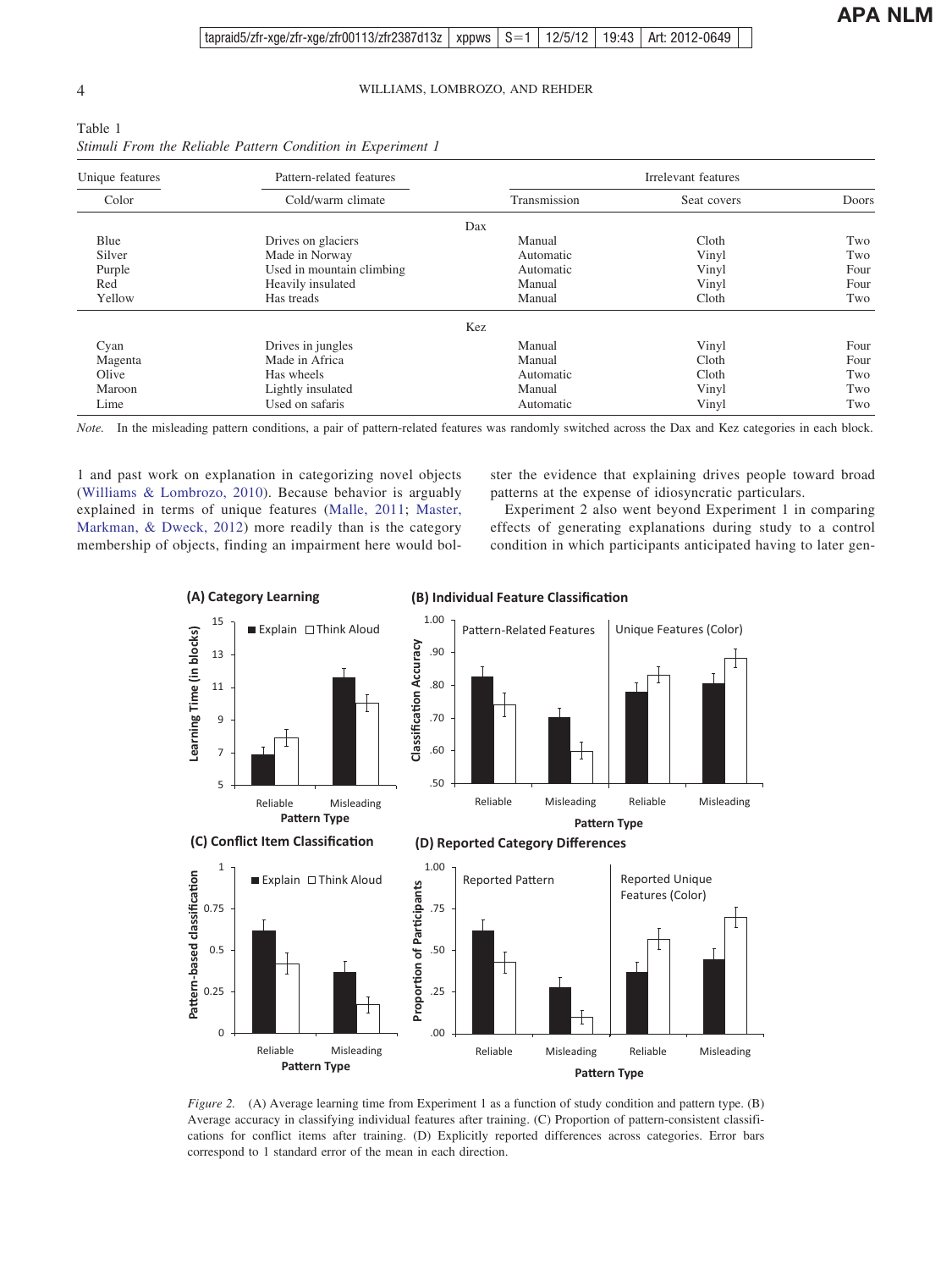Table 1
*Stimuli From the Reliable Pattern Condition in Experiment 1*

| Unique features | Pattern-related features | Irrelevant features | | |
|---|---|---|---|---|
| Color | Cold/warm climate | Transmission | Seat covers | Doors |
| | | Dax | | |
| Blue | Drives on glaciers | Manual | Cloth | Two |
| Silver | Made in Norway | Automatic | Vinyl | Two |
| Purple | Used in mountain climbing | Automatic | Vinyl | Four |
| Red | Heavily insulated | Manual | Vinyl | Four |
| Yellow | Has treads | Manual | Cloth | Two |
| | | Kez | | |
| Cyan | Drives in jungles | Manual | Vinyl | Four |
| Magenta | Made in Africa | Manual | Cloth | Four |
| Olive | Has wheels | Automatic | Cloth | Two |
| Maroon | Lightly insulated | Manual | Vinyl | Two |
| Lime | Used on safaris | Automatic | Vinyl | Two |

*Note.* In the misleading pattern conditions, a pair of pattern-related features was randomly switched across the Dax and Kez categories in each block.

1 and past work on explanation in categorizing novel objects (Williams & Lombrozo, 2010). Because behavior is arguably explained in terms of unique features (Malle, 2011; Master, Markman, & Dweck, 2012) more readily than is the category membership of objects, finding an impairment here would bolster the evidence that explaining drives people toward broad patterns at the expense of idiosyncratic particulars.

Experiment 2 also went beyond Experiment 1 in comparing effects of generating explanations during study to a control condition in which participants anticipated having to later gen-

*Figure 2.* (A) Average learning time from Experiment 1 as a function of study condition and pattern type. (B) Average accuracy in classifying individual features after training. (C) Proportion of pattern-consistent classifications for conflict items after training. (D) Explicitly reported differences across categories. Error bars correspond to 1 standard error of the mean in each direction.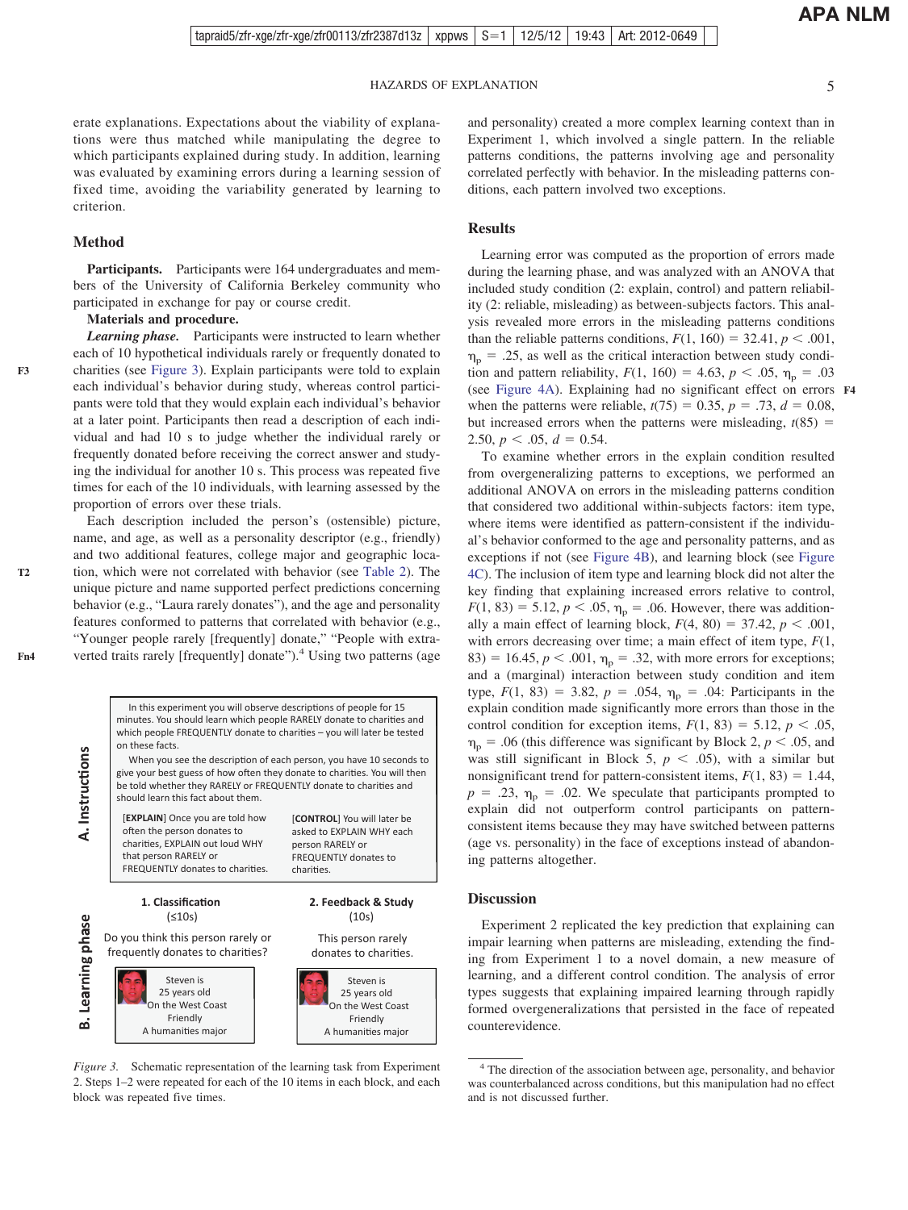erate explanations. Expectations about the viability of explanations were thus matched while manipulating the degree to which participants explained during study. In addition, learning was evaluated by examining errors during a learning session of fixed time, avoiding the variability generated by learning to criterion.

## Method

**Participants.** Participants were 164 undergraduates and members of the University of California Berkeley community who participated in exchange for pay or course credit.

**Materials and procedure.**

***Learning phase.*** Participants were instructed to learn whether each of 10 hypothetical individuals rarely or frequently donated to charities (see Figure 3). Explain participants were told to explain each individual's behavior during study, whereas control participants were told that they would explain each individual's behavior at a later point. Participants then read a description of each individual and had 10 s to judge whether the individual rarely or frequently donated before receiving the correct answer and studying the individual for another 10 s. This process was repeated five times for each of the 10 individuals, with learning assessed by the proportion of errors over these trials.

Each description included the person's (ostensible) picture, name, and age, as well as a personality descriptor (e.g., friendly) and two additional features, college major and geographic location, which were not correlated with behavior (see Table 2). The unique picture and name supported perfect predictions concerning behavior (e.g., "Laura rarely donates"), and the age and personality features conformed to patterns that correlated with behavior (e.g., "Younger people rarely [frequently] donate," "People with extraverted traits rarely [frequently] donate").[4] Using two patterns (age and personality) created a more complex learning context than in Experiment 1, which involved a single pattern. In the reliable patterns conditions, the patterns involving age and personality correlated perfectly with behavior. In the misleading patterns conditions, each pattern involved two exceptions.

**A. Instructions**

In this experiment you will observe descriptions of people for 15 minutes. You should learn which people RARELY donate to charities and which people FREQUENTLY donate to charities – you will later be tested on these facts.

When you see the description of each person, you have 10 seconds to give your best guess of how often they donate to charities. You will then be told whether they RARELY or FREQUENTLY donate to charities and should learn this fact about them.

**[EXPLAIN]** Once you are told how often the person donates to charities, EXPLAIN out loud WHY that person RARELY or FREQUENTLY donates to charities.

**[CONTROL]** You will later be asked to EXPLAIN WHY each person RARELY or FREQUENTLY donates to charities.

**B. Learning phase**

**1. Classification** (≤10s)

Do you think this person rarely or frequently donates to charities?

Steven is
25 years old
On the West Coast
Friendly
A humanities major

**2. Feedback & Study** (10s)

This person rarely donates to charities.

Steven is
25 years old
On the West Coast
Friendly
A humanities major

*Figure 3.* Schematic representation of the learning task from Experiment 2. Steps 1–2 were repeated for each of the 10 items in each block, and each block was repeated five times.

## Results

Learning error was computed as the proportion of errors made during the learning phase, and was analyzed with an ANOVA that included study condition (2: explain, control) and pattern reliability (2: reliable, misleading) as between-subjects factors. This analysis revealed more errors in the misleading patterns conditions than the reliable patterns conditions, $F(1, 160) = 32.41$, $p < .001$, $\eta_p = .25$, as well as the critical interaction between study condition and pattern reliability, $F(1, 160) = 4.63$, $p < .05$, $\eta_p = .03$ (see Figure 4A). Explaining had no significant effect on errors when the patterns were reliable, $t(75) = 0.35$, $p = .73$, $d = 0.08$, but increased errors when the patterns were misleading, $t(85) = 2.50$, $p < .05$, $d = 0.54$.

To examine whether errors in the explain condition resulted from overgeneralizing patterns to exceptions, we performed an additional ANOVA on errors in the misleading patterns condition that considered two additional within-subjects factors: item type, where items were identified as pattern-consistent if the individual's behavior conformed to the age and personality patterns, and as exceptions if not (see Figure 4B), and learning block (see Figure 4C). The inclusion of item type and learning block did not alter the key finding that explaining increased errors relative to control, $F(1, 83) = 5.12$, $p < .05$, $\eta_p = .06$. However, there was additionally a main effect of learning block, $F(4, 80) = 37.42$, $p < .001$, with errors decreasing over time; a main effect of item type, $F(1, 83) = 16.45$, $p < .001$, $\eta_p = .32$, with more errors for exceptions; and a (marginal) interaction between study condition and item type, $F(1, 83) = 3.82$, $p = .054$, $\eta_p = .04$: Participants in the explain condition made significantly more errors than those in the control condition for exception items, $F(1, 83) = 5.12$, $p < .05$, $\eta_p = .06$ (this difference was significant by Block 2, $p < .05$, and was still significant in Block 5, $p < .05$), with a similar but nonsignificant trend for pattern-consistent items, $F(1, 83) = 1.44$, $p = .23$, $\eta_p = .02$. We speculate that participants prompted to explain did not outperform control participants on pattern-consistent items because they may have switched between patterns (age vs. personality) in the face of exceptions instead of abandoning patterns altogether.

## Discussion

Experiment 2 replicated the key prediction that explaining can impair learning when patterns are misleading, extending the finding from Experiment 1 to a novel domain, a new measure of learning, and a different control condition. The analysis of error types suggests that explaining impaired learning through rapidly formed overgeneralizations that persisted in the face of repeated counterevidence.

[4] The direction of the association between age, personality, and behavior was counterbalanced across conditions, but this manipulation had no effect and is not discussed further.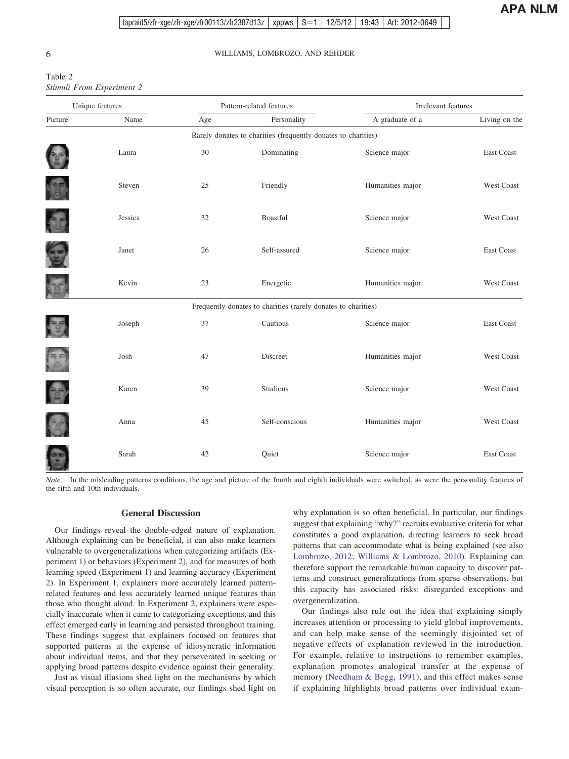Table 2
*Stimuli From Experiment 2*

| Unique features | | Pattern-related features | | Irrelevant features | |
|---|---|---|---|---|---|
| Picture | Name | Age | Personality | A graduate of a | Living on the |
| | | Rarely donates to charities (frequently donates to charities) | | | |
| | Laura | 30 | Dominating | Science major | East Coast |
| | Steven | 25 | Friendly | Humanities major | West Coast |
| | Jessica | 32 | Boastful | Science major | West Coast |
| | Janet | 26 | Self-assured | Science major | East Coast |
| | Kevin | 23 | Energetic | Humanities major | West Coast |
| | | Frequently donates to charities (rarely donates to charities) | | | |
| | Joseph | 37 | Cautious | Science major | East Coast |
| | Josh | 47 | Discreet | Humanities major | West Coast |
| | Karen | 39 | Studious | Science major | West Coast |
| | Anna | 45 | Self-conscious | Humanities major | West Coast |
| | Sarah | 42 | Quiet | Science major | East Coast |

*Note.* In the misleading patterns conditions, the age and picture of the fourth and eighth individuals were switched, as were the personality features of the fifth and 10th individuals.

## General Discussion

Our findings reveal the double-edged nature of explanation. Although explaining can be beneficial, it can also make learners vulnerable to overgeneralizations when categorizing artifacts (Experiment 1) or behaviors (Experiment 2), and for measures of both learning speed (Experiment 1) and learning accuracy (Experiment 2). In Experiment 1, explainers more accurately learned pattern-related features and less accurately learned unique features than those who thought aloud. In Experiment 2, explainers were especially inaccurate when it came to categorizing exceptions, and this effect emerged early in learning and persisted throughout training. These findings suggest that explainers focused on features that supported patterns at the expense of idiosyncratic information about individual items, and that they perseverated in seeking or applying broad patterns despite evidence against their generality.

Just as visual illusions shed light on the mechanisms by which visual perception is so often accurate, our findings shed light on why explanation is so often beneficial. In particular, our findings suggest that explaining "why?" recruits evaluative criteria for what constitutes a good explanation, directing learners to seek broad patterns that can accommodate what is being explained (see also Lombrozo, 2012; Williams & Lombrozo, 2010). Explaining can therefore support the remarkable human capacity to discover patterns and construct generalizations from sparse observations, but this capacity has associated risks: disregarded exceptions and overgeneralization.

Our findings also rule out the idea that explaining simply increases attention or processing to yield global improvements, and can help make sense of the seemingly disjointed set of negative effects of explanation reviewed in the introduction. For example, relative to instructions to remember examples, explanation promotes analogical transfer at the expense of memory (Needham & Begg, 1991), and this effect makes sense if explaining highlights broad patterns over individual exam-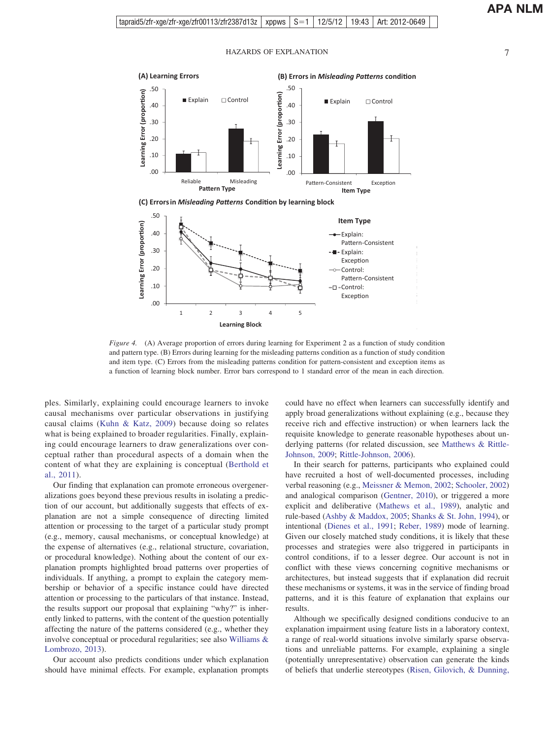*Figure 4.* (A) Average proportion of errors during learning for Experiment 2 as a function of study condition and pattern type. (B) Errors during learning for the misleading patterns condition as a function of study condition and item type. (C) Errors from the misleading patterns condition for pattern-consistent and exception items as a function of learning block number. Error bars correspond to 1 standard error of the mean in each direction.

ples. Similarly, explaining could encourage learners to invoke causal mechanisms over particular observations in justifying causal claims (Kuhn & Katz, 2009) because doing so relates what is being explained to broader regularities. Finally, explaining could encourage learners to draw generalizations over conceptual rather than procedural aspects of a domain when the content of what they are explaining is conceptual (Berthold et al., 2011).

Our finding that explanation can promote erroneous overgeneralizations goes beyond these previous results in isolating a prediction of our account, but additionally suggests that effects of explanation are not a simple consequence of directing limited attention or processing to the target of a particular study prompt (e.g., memory, causal mechanisms, or conceptual knowledge) at the expense of alternatives (e.g., relational structure, covariation, or procedural knowledge). Nothing about the content of our explanation prompts highlighted broad patterns over properties of individuals. If anything, a prompt to explain the category membership or behavior of a specific instance could have directed attention or processing to the particulars of that instance. Instead, the results support our proposal that explaining "why?" is inherently linked to patterns, with the content of the question potentially affecting the nature of the patterns considered (e.g., whether they involve conceptual or procedural regularities; see also Williams & Lombrozo, 2013).

Our account also predicts conditions under which explanation should have minimal effects. For example, explanation prompts could have no effect when learners can successfully identify and apply broad generalizations without explaining (e.g., because they receive rich and effective instruction) or when learners lack the requisite knowledge to generate reasonable hypotheses about underlying patterns (for related discussion, see Matthews & Rittle-Johnson, 2009; Rittle-Johnson, 2006).

In their search for patterns, participants who explained could have recruited a host of well-documented processes, including verbal reasoning (e.g., Meissner & Memon, 2002; Schooler, 2002) and analogical comparison (Gentner, 2010), or triggered a more explicit and deliberative (Mathews et al., 1989), analytic and rule-based (Ashby & Maddox, 2005; Shanks & St. John, 1994), or intentional (Dienes et al., 1991; Reber, 1989) mode of learning. Given our closely matched study conditions, it is likely that these processes and strategies were also triggered in participants in control conditions, if to a lesser degree. Our account is not in conflict with these views concerning cognitive mechanisms or architectures, but instead suggests that if explanation did recruit these mechanisms or systems, it was in the service of finding broad patterns, and it is this feature of explanation that explains our results.

Although we specifically designed conditions conducive to an explanation impairment using feature lists in a laboratory context, a range of real-world situations involve similarly sparse observations and unreliable patterns. For example, explaining a single (potentially unrepresentative) observation can generate the kinds of beliefs that underlie stereotypes (Risen, Gilovich, & Dunning,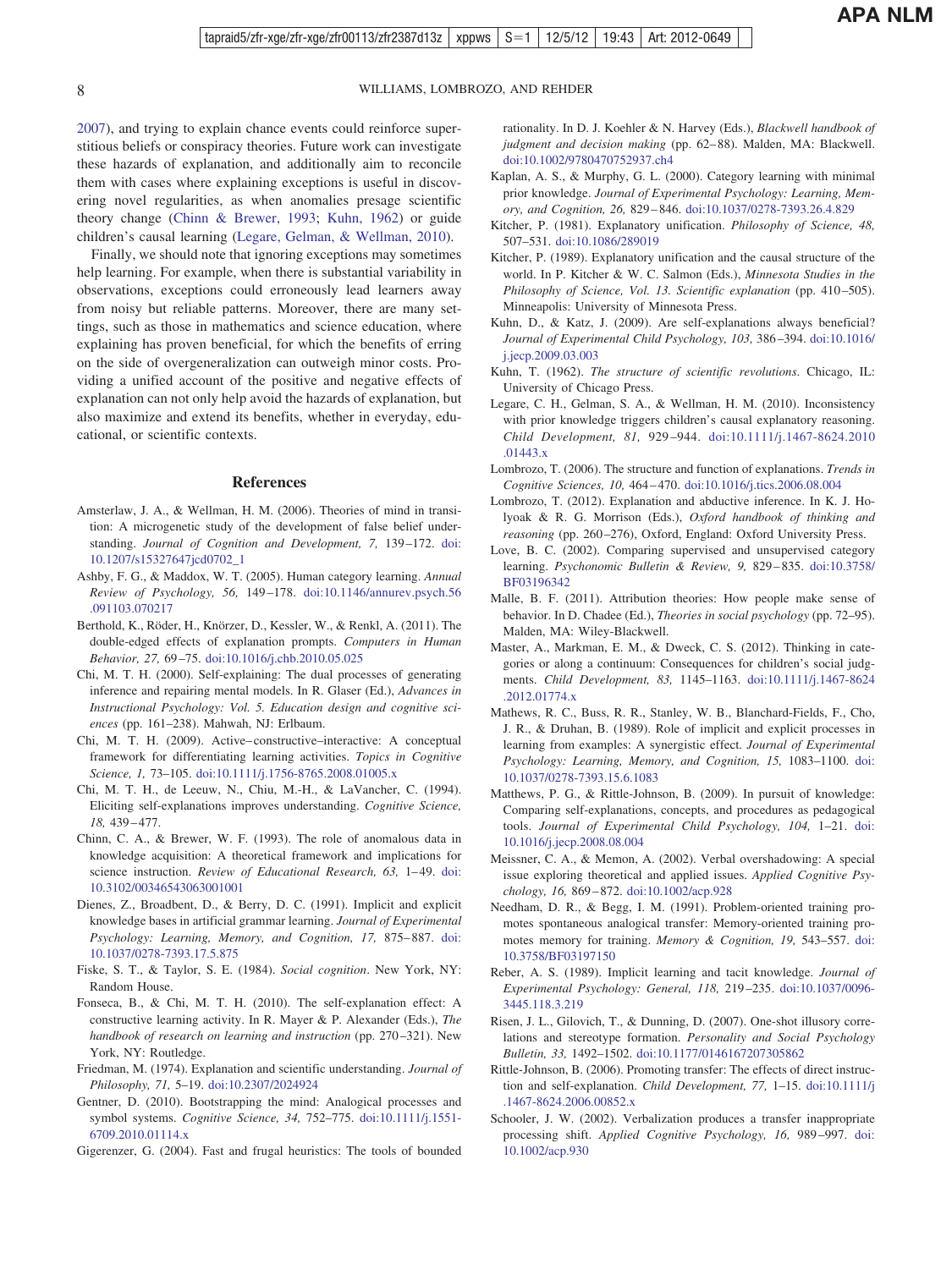2007), and trying to explain chance events could reinforce superstitious beliefs or conspiracy theories. Future work can investigate these hazards of explanation, and additionally aim to reconcile them with cases where explaining exceptions is useful in discovering novel regularities, as when anomalies presage scientific theory change (Chinn & Brewer, 1993; Kuhn, 1962) or guide children's causal learning (Legare, Gelman, & Wellman, 2010).

Finally, we should note that ignoring exceptions may sometimes help learning. For example, when there is substantial variability in observations, exceptions could erroneously lead learners away from noisy but reliable patterns. Moreover, there are many settings, such as those in mathematics and science education, where explaining has proven beneficial, for which the benefits of erring on the side of overgeneralization can outweigh minor costs. Providing a unified account of the positive and negative effects of explanation can not only help avoid the hazards of explanation, but also maximize and extend its benefits, whether in everyday, educational, or scientific contexts.

## References

Amsterlaw, J. A., & Wellman, H. M. (2006). Theories of mind in transition: A microgenetic study of the development of false belief understanding. *Journal of Cognition and Development, 7,* 139–172. doi:10.1207/s15327647jcd0702_1

Ashby, F. G., & Maddox, W. T. (2005). Human category learning. *Annual Review of Psychology, 56,* 149–178. doi:10.1146/annurev.psych.56.091103.070217

Berthold, K., Röder, H., Knörzer, D., Kessler, W., & Renkl, A. (2011). The double-edged effects of explanation prompts. *Computers in Human Behavior, 27,* 69–75. doi:10.1016/j.chb.2010.05.025

Chi, M. T. H. (2000). Self-explaining: The dual processes of generating inference and repairing mental models. In R. Glaser (Ed.), *Advances in Instructional Psychology: Vol. 5. Education design and cognitive sciences* (pp. 161–238). Mahwah, NJ: Erlbaum.

Chi, M. T. H. (2009). Active–constructive–interactive: A conceptual framework for differentiating learning activities. *Topics in Cognitive Science, 1,* 73–105. doi:10.1111/j.1756-8765.2008.01005.x

Chi, M. T. H., de Leeuw, N., Chiu, M.-H., & LaVancher, C. (1994). Eliciting self-explanations improves understanding. *Cognitive Science, 18,* 439–477.

Chinn, C. A., & Brewer, W. F. (1993). The role of anomalous data in knowledge acquisition: A theoretical framework and implications for science instruction. *Review of Educational Research, 63,* 1–49. doi:10.3102/00346543063001001

Dienes, Z., Broadbent, D., & Berry, D. C. (1991). Implicit and explicit knowledge bases in artificial grammar learning. *Journal of Experimental Psychology: Learning, Memory, and Cognition, 17,* 875–887. doi:10.1037/0278-7393.17.5.875

Fiske, S. T., & Taylor, S. E. (1984). *Social cognition*. New York, NY: Random House.

Fonseca, B., & Chi, M. T. H. (2010). The self-explanation effect: A constructive learning activity. In R. Mayer & P. Alexander (Eds.), *The handbook of research on learning and instruction* (pp. 270–321). New York, NY: Routledge.

Friedman, M. (1974). Explanation and scientific understanding. *Journal of Philosophy, 71,* 5–19. doi:10.2307/2024924

Gentner, D. (2010). Bootstrapping the mind: Analogical processes and symbol systems. *Cognitive Science, 34,* 752–775. doi:10.1111/j.1551-6709.2010.01114.x

Gigerenzer, G. (2004). Fast and frugal heuristics: The tools of bounded rationality. In D. J. Koehler & N. Harvey (Eds.), *Blackwell handbook of judgment and decision making* (pp. 62–88). Malden, MA: Blackwell. doi:10.1002/9780470752937.ch4

Kaplan, A. S., & Murphy, G. L. (2000). Category learning with minimal prior knowledge. *Journal of Experimental Psychology: Learning, Memory, and Cognition, 26,* 829–846. doi:10.1037/0278-7393.26.4.829

Kitcher, P. (1981). Explanatory unification. *Philosophy of Science, 48,* 507–531. doi:10.1086/289019

Kitcher, P. (1989). Explanatory unification and the causal structure of the world. In P. Kitcher & W. C. Salmon (Eds.), *Minnesota Studies in the Philosophy of Science, Vol. 13. Scientific explanation* (pp. 410–505). Minneapolis: University of Minnesota Press.

Kuhn, D., & Katz, J. (2009). Are self-explanations always beneficial? *Journal of Experimental Child Psychology, 103,* 386–394. doi:10.1016/j.jecp.2009.03.003

Kuhn, T. (1962). *The structure of scientific revolutions*. Chicago, IL: University of Chicago Press.

Legare, C. H., Gelman, S. A., & Wellman, H. M. (2010). Inconsistency with prior knowledge triggers children's causal explanatory reasoning. *Child Development, 81,* 929–944. doi:10.1111/j.1467-8624.2010.01443.x

Lombrozo, T. (2006). The structure and function of explanations. *Trends in Cognitive Sciences, 10,* 464–470. doi:10.1016/j.tics.2006.08.004

Lombrozo, T. (2012). Explanation and abductive inference. In K. J. Holyoak & R. G. Morrison (Eds.), *Oxford handbook of thinking and reasoning* (pp. 260–276), Oxford, England: Oxford University Press.

Love, B. C. (2002). Comparing supervised and unsupervised category learning. *Psychonomic Bulletin & Review, 9,* 829–835. doi:10.3758/BF03196342

Malle, B. F. (2011). Attribution theories: How people make sense of behavior. In D. Chadee (Ed.), *Theories in social psychology* (pp. 72–95). Malden, MA: Wiley-Blackwell.

Master, A., Markman, E. M., & Dweck, C. S. (2012). Thinking in categories or along a continuum: Consequences for children's social judgments. *Child Development, 83,* 1145–1163. doi:10.1111/j.1467-8624.2012.01774.x

Mathews, R. C., Buss, R. R., Stanley, W. B., Blanchard-Fields, F., Cho, J. R., & Druhan, B. (1989). Role of implicit and explicit processes in learning from examples: A synergistic effect. *Journal of Experimental Psychology: Learning, Memory, and Cognition, 15,* 1083–1100. doi:10.1037/0278-7393.15.6.1083

Matthews, P. G., & Rittle-Johnson, B. (2009). In pursuit of knowledge: Comparing self-explanations, concepts, and procedures as pedagogical tools. *Journal of Experimental Child Psychology, 104,* 1–21. doi:10.1016/j.jecp.2008.08.004

Meissner, C. A., & Memon, A. (2002). Verbal overshadowing: A special issue exploring theoretical and applied issues. *Applied Cognitive Psychology, 16,* 869–872. doi:10.1002/acp.928

Needham, D. R., & Begg, I. M. (1991). Problem-oriented training promotes spontaneous analogical transfer: Memory-oriented training promotes memory for training. *Memory & Cognition, 19,* 543–557. doi:10.3758/BF03197150

Reber, A. S. (1989). Implicit learning and tacit knowledge. *Journal of Experimental Psychology: General, 118,* 219–235. doi:10.1037/0096-3445.118.3.219

Risen, J. L., Gilovich, T., & Dunning, D. (2007). One-shot illusory correlations and stereotype formation. *Personality and Social Psychology Bulletin, 33,* 1492–1502. doi:10.1177/0146167207305862

Rittle-Johnson, B. (2006). Promoting transfer: The effects of direct instruction and self-explanation. *Child Development, 77,* 1–15. doi:10.1111/j.1467-8624.2006.00852.x

Schooler, J. W. (2002). Verbalization produces a transfer inappropriate processing shift. *Applied Cognitive Psychology, 16,* 989–997. doi:10.1002/acp.930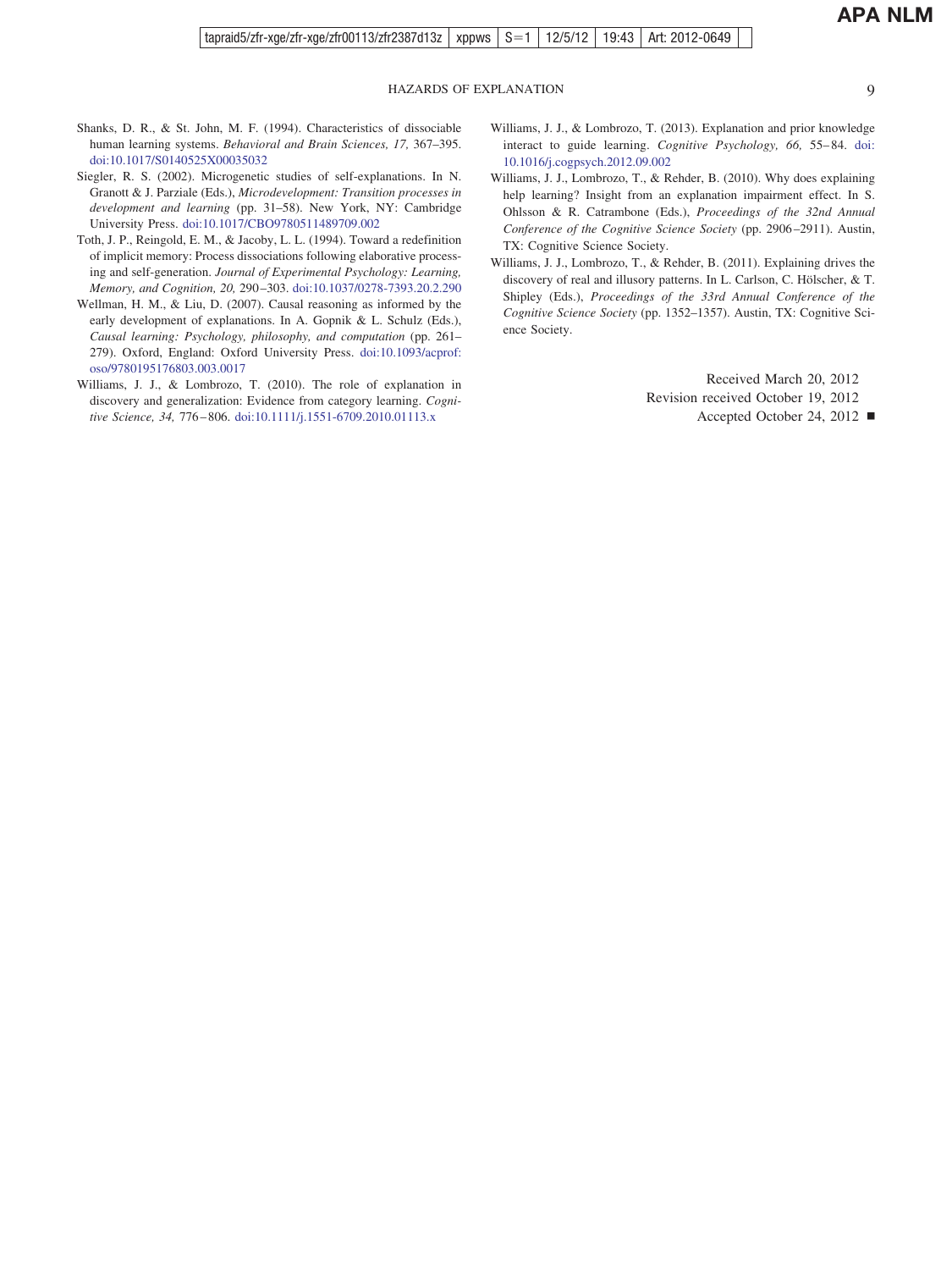Shanks, D. R., & St. John, M. F. (1994). Characteristics of dissociable human learning systems. *Behavioral and Brain Sciences, 17,* 367–395. doi:10.1017/S0140525X00035032

Siegler, R. S. (2002). Microgenetic studies of self-explanations. In N. Granott & J. Parziale (Eds.), *Microdevelopment: Transition processes in development and learning* (pp. 31–58). New York, NY: Cambridge University Press. doi:10.1017/CBO9780511489709.002

Toth, J. P., Reingold, E. M., & Jacoby, L. L. (1994). Toward a redefinition of implicit memory: Process dissociations following elaborative processing and self-generation. *Journal of Experimental Psychology: Learning, Memory, and Cognition, 20,* 290–303. doi:10.1037/0278-7393.20.2.290

Wellman, H. M., & Liu, D. (2007). Causal reasoning as informed by the early development of explanations. In A. Gopnik & L. Schulz (Eds.), *Causal learning: Psychology, philosophy, and computation* (pp. 261–279). Oxford, England: Oxford University Press. doi:10.1093/acprof:oso/9780195176803.003.0017

Williams, J. J., & Lombrozo, T. (2010). The role of explanation in discovery and generalization: Evidence from category learning. *Cognitive Science, 34,* 776–806. doi:10.1111/j.1551-6709.2010.01113.x

Williams, J. J., & Lombrozo, T. (2013). Explanation and prior knowledge interact to guide learning. *Cognitive Psychology, 66,* 55–84. doi:10.1016/j.cogpsych.2012.09.002

Williams, J. J., Lombrozo, T., & Rehder, B. (2010). Why does explaining help learning? Insight from an explanation impairment effect. In S. Ohlsson & R. Catrambone (Eds.), *Proceedings of the 32nd Annual Conference of the Cognitive Science Society* (pp. 2906–2911). Austin, TX: Cognitive Science Society.

Williams, J. J., Lombrozo, T., & Rehder, B. (2011). Explaining drives the discovery of real and illusory patterns. In L. Carlson, C. Hölscher, & T. Shipley (Eds.), *Proceedings of the 33rd Annual Conference of the Cognitive Science Society* (pp. 1352–1357). Austin, TX: Cognitive Science Society.

Received March 20, 2012
Revision received October 19, 2012
Accepted October 24, 2012 ■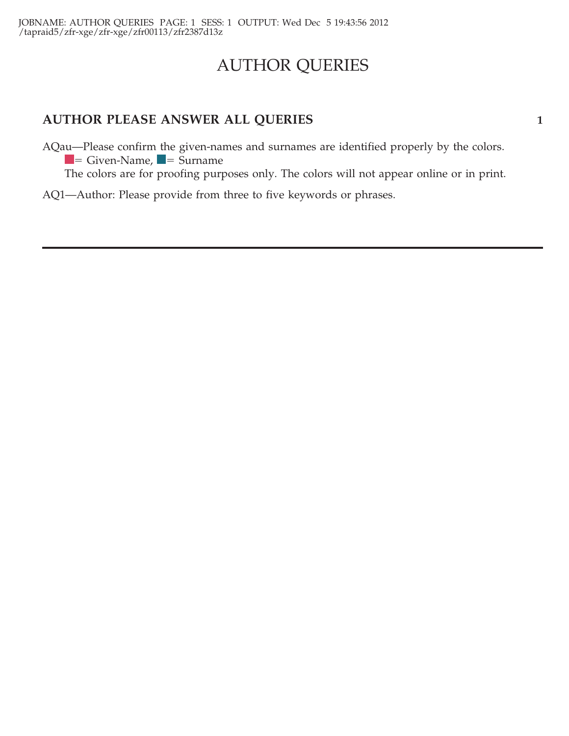# AUTHOR QUERIES

## AUTHOR PLEASE ANSWER ALL QUERIES

AQau—Please confirm the given-names and surnames are identified properly by the colors.
■= Given-Name, ■= Surname
The colors are for proofing purposes only. The colors will not appear online or in print.

AQ1—Author: Please provide from three to five keywords or phrases.